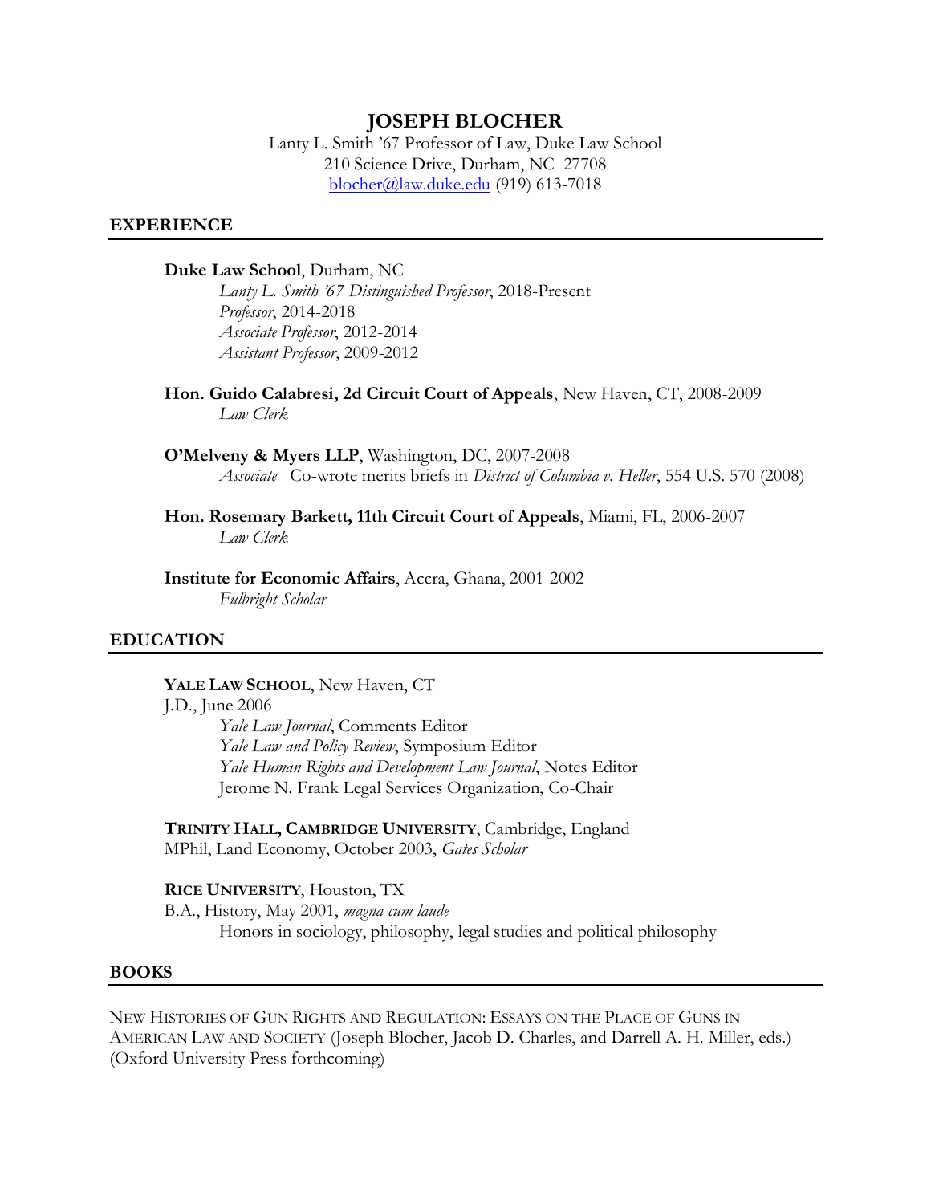# JOSEPH BLOCHER

Lanty L. Smith '67 Professor of Law, Duke Law School
210 Science Drive, Durham, NC 27708
blocher@law.duke.edu (919) 613-7018

## EXPERIENCE

**Duke Law School**, Durham, NC
*Lanty L. Smith '67 Distinguished Professor*, 2018-Present
*Professor*, 2014-2018
*Associate Professor*, 2012-2014
*Assistant Professor*, 2009-2012

**Hon. Guido Calabresi, 2d Circuit Court of Appeals**, New Haven, CT, 2008-2009
*Law Clerk*

**O'Melveny & Myers LLP**, Washington, DC, 2007-2008
*Associate* Co-wrote merits briefs in *District of Columbia v. Heller*, 554 U.S. 570 (2008)

**Hon. Rosemary Barkett, 11th Circuit Court of Appeals**, Miami, FL, 2006-2007
*Law Clerk*

**Institute for Economic Affairs**, Accra, Ghana, 2001-2002
*Fulbright Scholar*

## EDUCATION

**YALE LAW SCHOOL**, New Haven, CT
J.D., June 2006
*Yale Law Journal*, Comments Editor
*Yale Law and Policy Review*, Symposium Editor
*Yale Human Rights and Development Law Journal*, Notes Editor
Jerome N. Frank Legal Services Organization, Co-Chair

**TRINITY HALL, CAMBRIDGE UNIVERSITY**, Cambridge, England
MPhil, Land Economy, October 2003, *Gates Scholar*

**RICE UNIVERSITY**, Houston, TX
B.A., History, May 2001, *magna cum laude*
Honors in sociology, philosophy, legal studies and political philosophy

## BOOKS

NEW HISTORIES OF GUN RIGHTS AND REGULATION: ESSAYS ON THE PLACE OF GUNS IN AMERICAN LAW AND SOCIETY (Joseph Blocher, Jacob D. Charles, and Darrell A. H. Miller, eds.) (Oxford University Press forthcoming)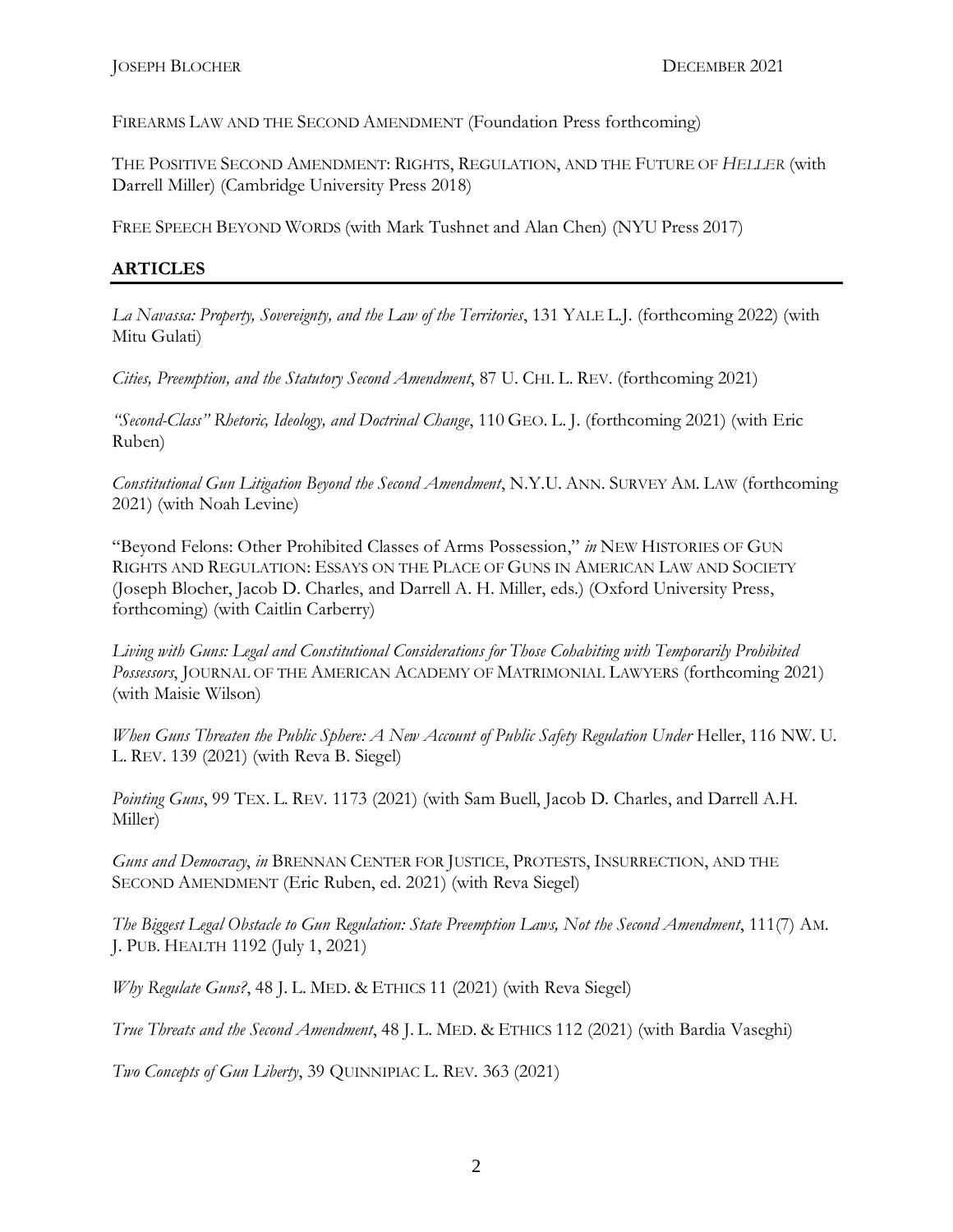FIREARMS LAW AND THE SECOND AMENDMENT (Foundation Press forthcoming)

THE POSITIVE SECOND AMENDMENT: RIGHTS, REGULATION, AND THE FUTURE OF *HELLER* (with Darrell Miller) (Cambridge University Press 2018)

FREE SPEECH BEYOND WORDS (with Mark Tushnet and Alan Chen) (NYU Press 2017)

## ARTICLES

*La Navassa: Property, Sovereignty, and the Law of the Territories*, 131 YALE L.J. (forthcoming 2022) (with Mitu Gulati)

*Cities, Preemption, and the Statutory Second Amendment*, 87 U. CHI. L. REV. (forthcoming 2021)

*"Second-Class" Rhetoric, Ideology, and Doctrinal Change*, 110 GEO. L. J. (forthcoming 2021) (with Eric Ruben)

*Constitutional Gun Litigation Beyond the Second Amendment*, N.Y.U. ANN. SURVEY AM. LAW (forthcoming 2021) (with Noah Levine)

"Beyond Felons: Other Prohibited Classes of Arms Possession," *in* NEW HISTORIES OF GUN RIGHTS AND REGULATION: ESSAYS ON THE PLACE OF GUNS IN AMERICAN LAW AND SOCIETY (Joseph Blocher, Jacob D. Charles, and Darrell A. H. Miller, eds.) (Oxford University Press, forthcoming) (with Caitlin Carberry)

*Living with Guns: Legal and Constitutional Considerations for Those Cohabiting with Temporarily Prohibited Possessors*, JOURNAL OF THE AMERICAN ACADEMY OF MATRIMONIAL LAWYERS (forthcoming 2021) (with Maisie Wilson)

*When Guns Threaten the Public Sphere: A New Account of Public Safety Regulation Under* Heller, 116 NW. U. L. REV. 139 (2021) (with Reva B. Siegel)

*Pointing Guns*, 99 TEX. L. REV. 1173 (2021) (with Sam Buell, Jacob D. Charles, and Darrell A.H. Miller)

*Guns and Democracy*, *in* BRENNAN CENTER FOR JUSTICE, PROTESTS, INSURRECTION, AND THE SECOND AMENDMENT (Eric Ruben, ed. 2021) (with Reva Siegel)

*The Biggest Legal Obstacle to Gun Regulation: State Preemption Laws, Not the Second Amendment*, 111(7) AM. J. PUB. HEALTH 1192 (July 1, 2021)

*Why Regulate Guns?*, 48 J. L. MED. & ETHICS 11 (2021) (with Reva Siegel)

*True Threats and the Second Amendment*, 48 J. L. MED. & ETHICS 112 (2021) (with Bardia Vaseghi)

*Two Concepts of Gun Liberty*, 39 QUINNIPIAC L. REV. 363 (2021)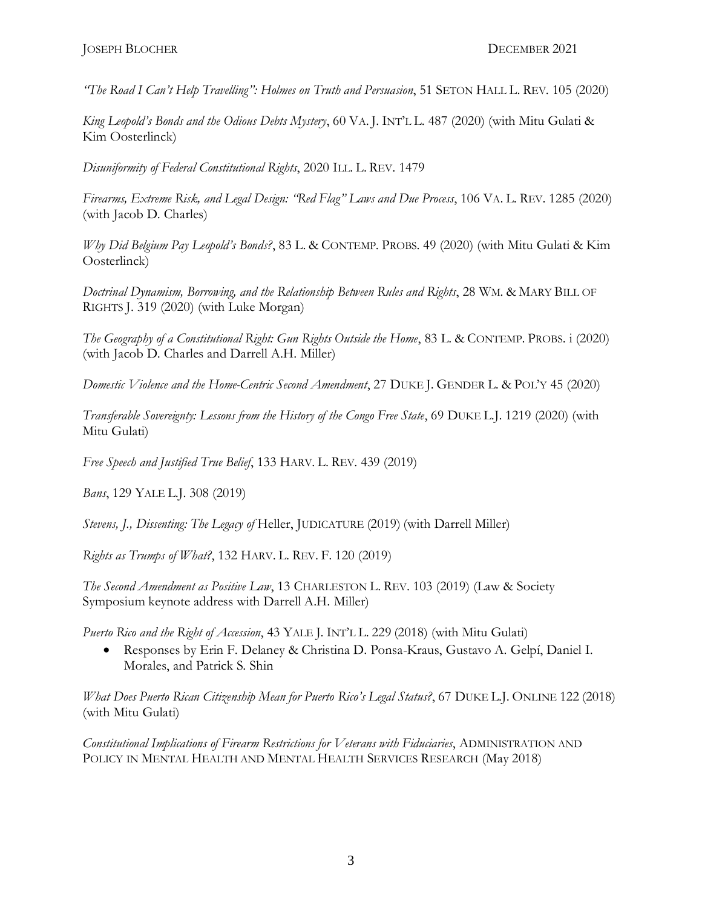*"The Road I Can't Help Travelling": Holmes on Truth and Persuasion*, 51 SETON HALL L. REV. 105 (2020)

*King Leopold's Bonds and the Odious Debts Mystery*, 60 VA. J. INT'L L. 487 (2020) (with Mitu Gulati & Kim Oosterlinck)

*Disuniformity of Federal Constitutional Rights*, 2020 ILL. L. REV. 1479

*Firearms, Extreme Risk, and Legal Design: "Red Flag" Laws and Due Process*, 106 VA. L. REV. 1285 (2020) (with Jacob D. Charles)

*Why Did Belgium Pay Leopold's Bonds?*, 83 L. & CONTEMP. PROBS. 49 (2020) (with Mitu Gulati & Kim Oosterlinck)

*Doctrinal Dynamism, Borrowing, and the Relationship Between Rules and Rights*, 28 WM. & MARY BILL OF RIGHTS J. 319 (2020) (with Luke Morgan)

*The Geography of a Constitutional Right: Gun Rights Outside the Home*, 83 L. & CONTEMP. PROBS. i (2020) (with Jacob D. Charles and Darrell A.H. Miller)

*Domestic Violence and the Home-Centric Second Amendment*, 27 DUKE J. GENDER L. & POL'Y 45 (2020)

*Transferable Sovereignty: Lessons from the History of the Congo Free State*, 69 DUKE L.J. 1219 (2020) (with Mitu Gulati)

*Free Speech and Justified True Belief*, 133 HARV. L. REV. 439 (2019)

*Bans*, 129 YALE L.J. 308 (2019)

*Stevens, J., Dissenting: The Legacy of* Heller, JUDICATURE (2019) (with Darrell Miller)

*Rights as Trumps of What?*, 132 HARV. L. REV. F. 120 (2019)

*The Second Amendment as Positive Law*, 13 CHARLESTON L. REV. 103 (2019) (Law & Society Symposium keynote address with Darrell A.H. Miller)

*Puerto Rico and the Right of Accession*, 43 YALE J. INT'L L. 229 (2018) (with Mitu Gulati)

- Responses by Erin F. Delaney & Christina D. Ponsa-Kraus, Gustavo A. Gelpí, Daniel I. Morales, and Patrick S. Shin

*What Does Puerto Rican Citizenship Mean for Puerto Rico's Legal Status?*, 67 DUKE L.J. ONLINE 122 (2018) (with Mitu Gulati)

*Constitutional Implications of Firearm Restrictions for Veterans with Fiduciaries*, ADMINISTRATION AND POLICY IN MENTAL HEALTH AND MENTAL HEALTH SERVICES RESEARCH (May 2018)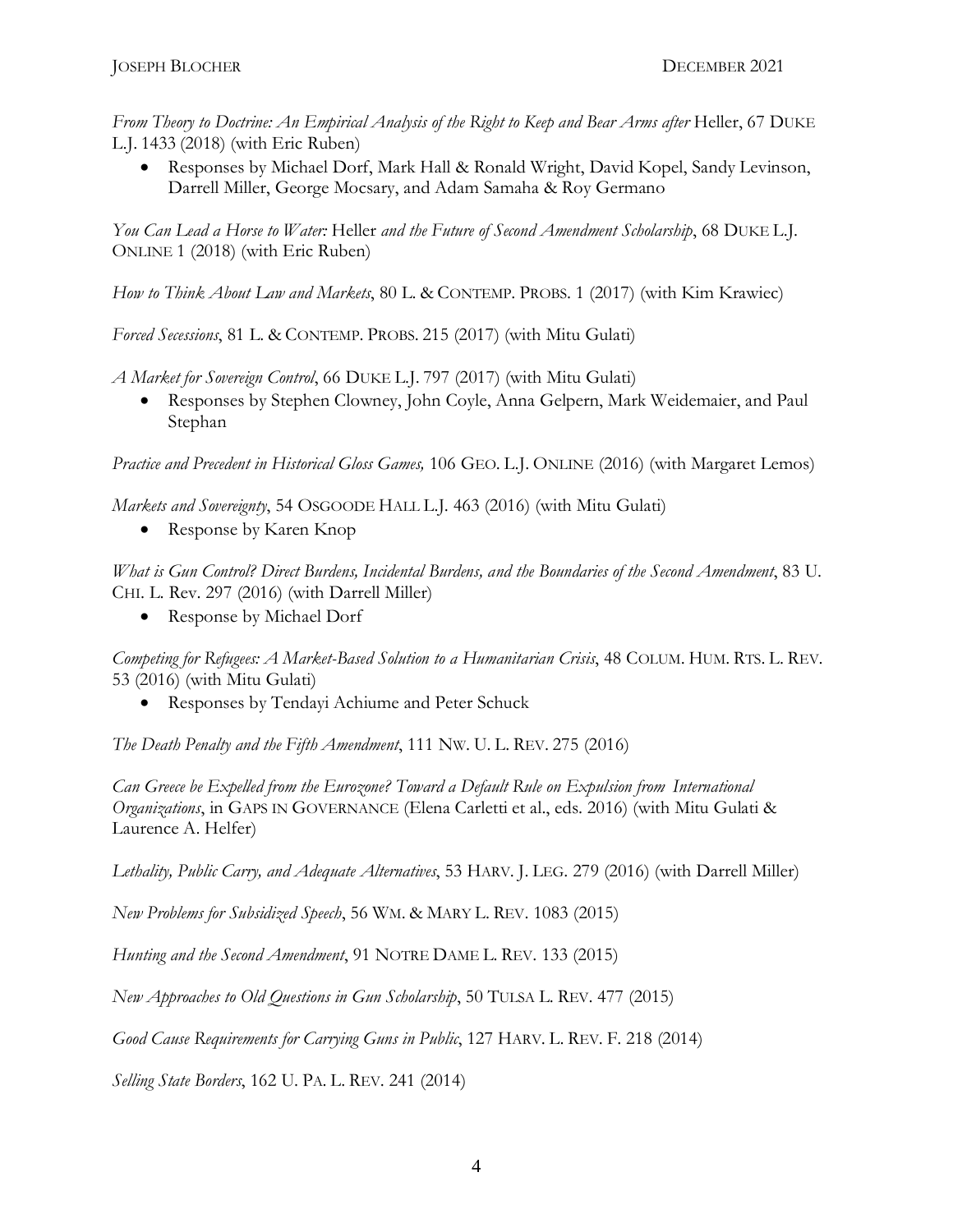*From Theory to Doctrine: An Empirical Analysis of the Right to Keep and Bear Arms after* Heller, 67 DUKE L.J. 1433 (2018) (with Eric Ruben)

- Responses by Michael Dorf, Mark Hall & Ronald Wright, David Kopel, Sandy Levinson, Darrell Miller, George Mocsary, and Adam Samaha & Roy Germano

*You Can Lead a Horse to Water:* Heller *and the Future of Second Amendment Scholarship*, 68 DUKE L.J. ONLINE 1 (2018) (with Eric Ruben)

*How to Think About Law and Markets*, 80 L. & CONTEMP. PROBS. 1 (2017) (with Kim Krawiec)

*Forced Secessions*, 81 L. & CONTEMP. PROBS. 215 (2017) (with Mitu Gulati)

*A Market for Sovereign Control*, 66 DUKE L.J. 797 (2017) (with Mitu Gulati)

- Responses by Stephen Clowney, John Coyle, Anna Gelpern, Mark Weidemaier, and Paul Stephan

*Practice and Precedent in Historical Gloss Games,* 106 GEO. L.J. ONLINE (2016) (with Margaret Lemos)

*Markets and Sovereignty*, 54 OSGOODE HALL L.J. 463 (2016) (with Mitu Gulati)

- Response by Karen Knop

*What is Gun Control? Direct Burdens, Incidental Burdens, and the Boundaries of the Second Amendment*, 83 U. CHI. L. Rev. 297 (2016) (with Darrell Miller)

- Response by Michael Dorf

*Competing for Refugees: A Market-Based Solution to a Humanitarian Crisis*, 48 COLUM. HUM. RTS. L. REV. 53 (2016) (with Mitu Gulati)

- Responses by Tendayi Achiume and Peter Schuck

*The Death Penalty and the Fifth Amendment*, 111 NW. U. L. REV. 275 (2016)

*Can Greece be Expelled from the Eurozone? Toward a Default Rule on Expulsion from International Organizations*, in GAPS IN GOVERNANCE (Elena Carletti et al., eds. 2016) (with Mitu Gulati & Laurence A. Helfer)

*Lethality, Public Carry, and Adequate Alternatives*, 53 HARV. J. LEG. 279 (2016) (with Darrell Miller)

*New Problems for Subsidized Speech*, 56 WM. & MARY L. REV. 1083 (2015)

*Hunting and the Second Amendment*, 91 NOTRE DAME L. REV. 133 (2015)

*New Approaches to Old Questions in Gun Scholarship*, 50 TULSA L. REV. 477 (2015)

*Good Cause Requirements for Carrying Guns in Public*, 127 HARV. L. REV. F. 218 (2014)

*Selling State Borders*, 162 U. PA. L. REV. 241 (2014)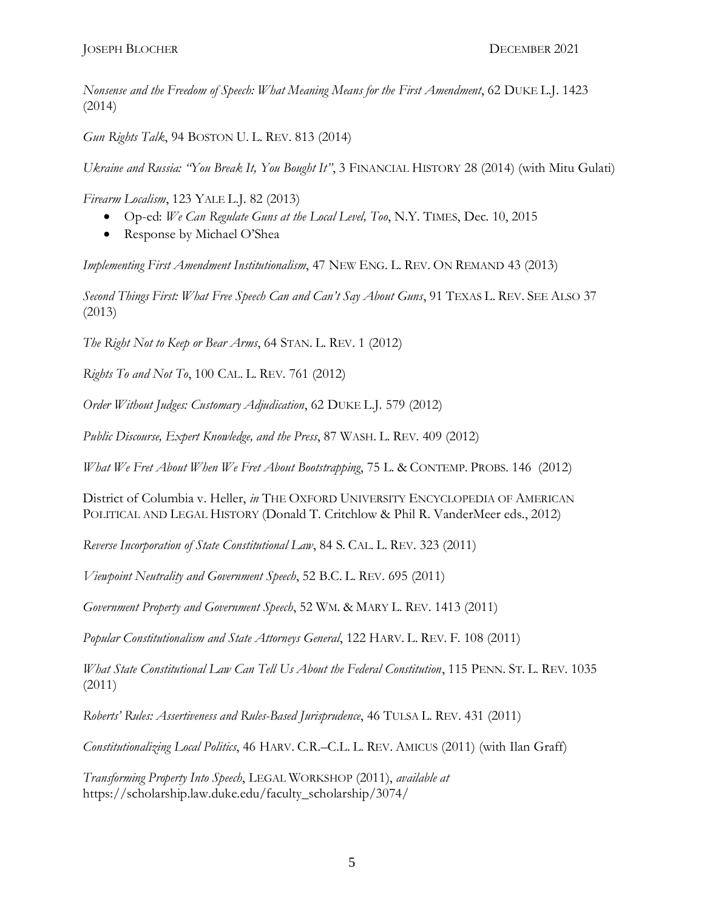*Nonsense and the Freedom of Speech: What Meaning Means for the First Amendment*, 62 DUKE L.J. 1423 (2014)

*Gun Rights Talk*, 94 BOSTON U. L. REV. 813 (2014)

*Ukraine and Russia: "You Break It, You Bought It"*, 3 FINANCIAL HISTORY 28 (2014) (with Mitu Gulati)

*Firearm Localism*, 123 YALE L.J. 82 (2013)

- Op-ed: *We Can Regulate Guns at the Local Level, Too*, N.Y. TIMES, Dec. 10, 2015
- Response by Michael O'Shea

*Implementing First Amendment Institutionalism*, 47 NEW ENG. L. REV. ON REMAND 43 (2013)

*Second Things First: What Free Speech Can and Can't Say About Guns*, 91 TEXAS L. REV. SEE ALSO 37 (2013)

*The Right Not to Keep or Bear Arms*, 64 STAN. L. REV. 1 (2012)

*Rights To and Not To*, 100 CAL. L. REV. 761 (2012)

*Order Without Judges: Customary Adjudication*, 62 DUKE L.J. 579 (2012)

*Public Discourse, Expert Knowledge, and the Press*, 87 WASH. L. REV. 409 (2012)

*What We Fret About When We Fret About Bootstrapping*, 75 L. & CONTEMP. PROBS. 146 (2012)

District of Columbia v. Heller, *in* THE OXFORD UNIVERSITY ENCYCLOPEDIA OF AMERICAN POLITICAL AND LEGAL HISTORY (Donald T. Critchlow & Phil R. VanderMeer eds., 2012)

*Reverse Incorporation of State Constitutional Law*, 84 S. CAL. L. REV. 323 (2011)

*Viewpoint Neutrality and Government Speech*, 52 B.C. L. REV. 695 (2011)

*Government Property and Government Speech*, 52 WM. & MARY L. REV. 1413 (2011)

*Popular Constitutionalism and State Attorneys General*, 122 HARV. L. REV. F. 108 (2011)

*What State Constitutional Law Can Tell Us About the Federal Constitution*, 115 PENN. ST. L. REV. 1035 (2011)

*Roberts' Rules: Assertiveness and Rules-Based Jurisprudence*, 46 TULSA L. REV. 431 (2011)

*Constitutionalizing Local Politics*, 46 HARV. C.R.–C.L. L. REV. AMICUS (2011) (with Ilan Graff)

*Transforming Property Into Speech*, LEGAL WORKSHOP (2011), *available at* https://scholarship.law.duke.edu/faculty_scholarship/3074/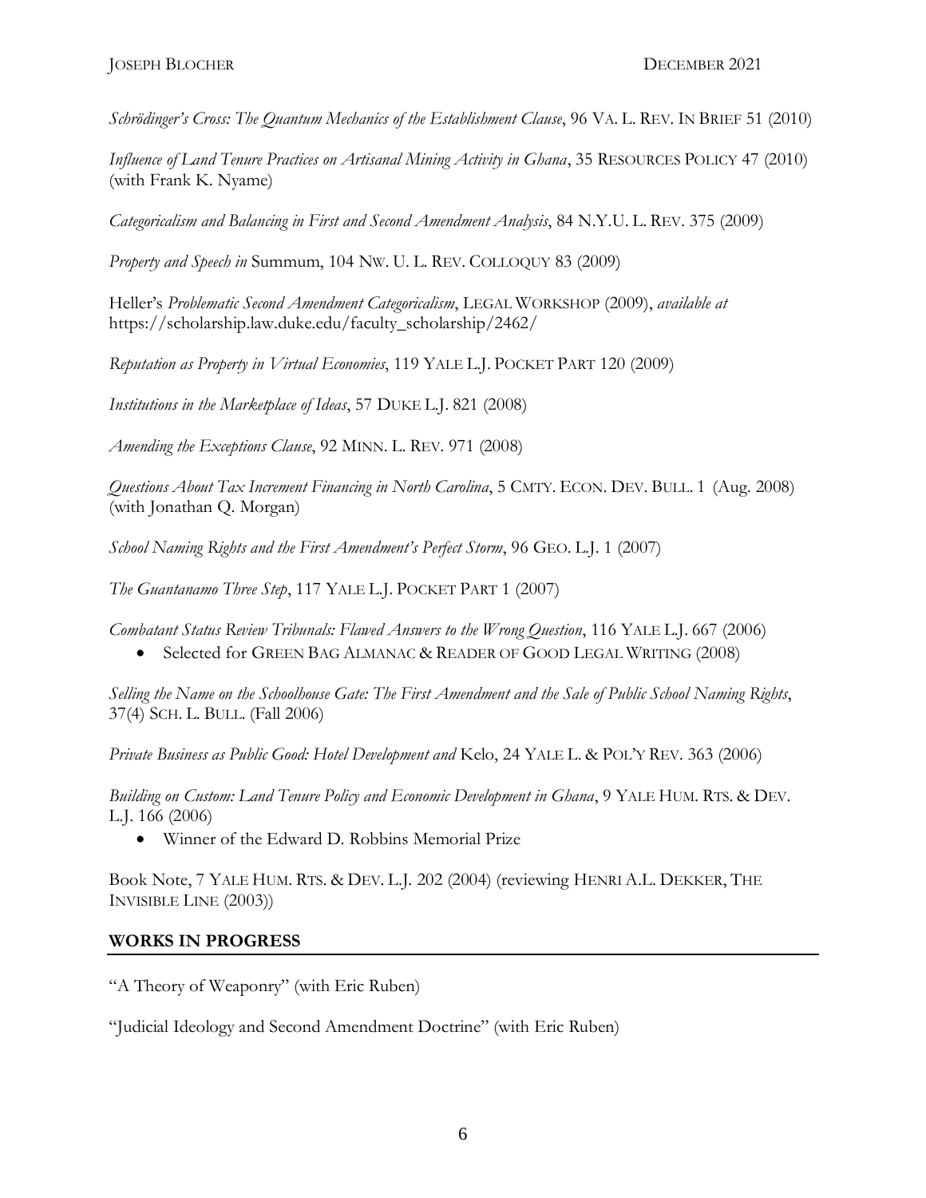*Schrödinger's Cross: The Quantum Mechanics of the Establishment Clause*, 96 VA. L. REV. IN BRIEF 51 (2010)

*Influence of Land Tenure Practices on Artisanal Mining Activity in Ghana*, 35 RESOURCES POLICY 47 (2010) (with Frank K. Nyame)

*Categoricalism and Balancing in First and Second Amendment Analysis*, 84 N.Y.U. L. REV. 375 (2009)

*Property and Speech in* Summum, 104 NW. U. L. REV. COLLOQUY 83 (2009)

Heller's *Problematic Second Amendment Categoricalism*, LEGAL WORKSHOP (2009), *available at* https://scholarship.law.duke.edu/faculty_scholarship/2462/

*Reputation as Property in Virtual Economies*, 119 YALE L.J. POCKET PART 120 (2009)

*Institutions in the Marketplace of Ideas*, 57 DUKE L.J. 821 (2008)

*Amending the Exceptions Clause*, 92 MINN. L. REV. 971 (2008)

*Questions About Tax Increment Financing in North Carolina*, 5 CMTY. ECON. DEV. BULL. 1 (Aug. 2008) (with Jonathan Q. Morgan)

*School Naming Rights and the First Amendment's Perfect Storm*, 96 GEO. L.J. 1 (2007)

*The Guantanamo Three Step*, 117 YALE L.J. POCKET PART 1 (2007)

*Combatant Status Review Tribunals: Flawed Answers to the Wrong Question*, 116 YALE L.J. 667 (2006)

- Selected for GREEN BAG ALMANAC & READER OF GOOD LEGAL WRITING (2008)

*Selling the Name on the Schoolhouse Gate: The First Amendment and the Sale of Public School Naming Rights*, 37(4) SCH. L. BULL. (Fall 2006)

*Private Business as Public Good: Hotel Development and* Kelo, 24 YALE L. & POL'Y REV. 363 (2006)

*Building on Custom: Land Tenure Policy and Economic Development in Ghana*, 9 YALE HUM. RTS. & DEV. L.J. 166 (2006)

- Winner of the Edward D. Robbins Memorial Prize

Book Note, 7 YALE HUM. RTS. & DEV. L.J. 202 (2004) (reviewing HENRI A.L. DEKKER, THE INVISIBLE LINE (2003))

## WORKS IN PROGRESS

"A Theory of Weaponry" (with Eric Ruben)

"Judicial Ideology and Second Amendment Doctrine" (with Eric Ruben)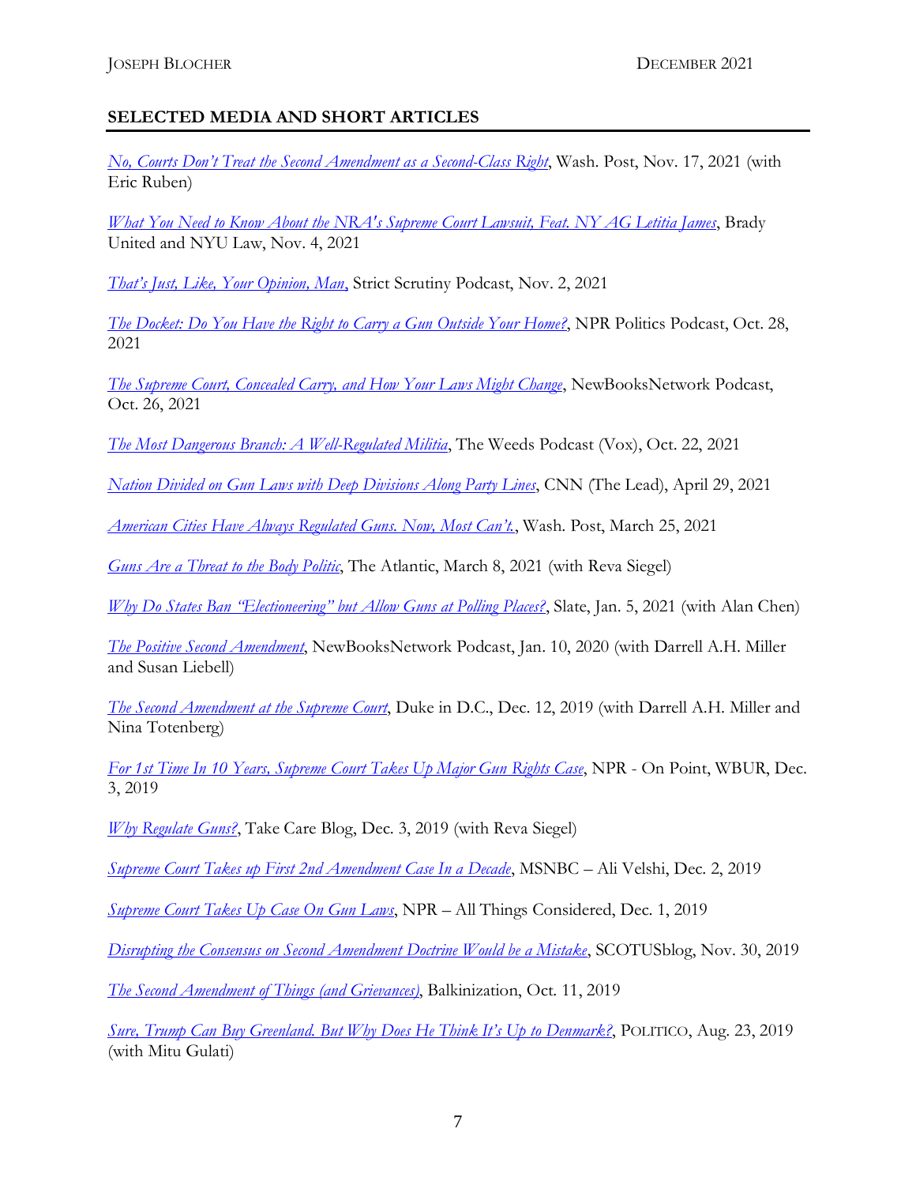## SELECTED MEDIA AND SHORT ARTICLES

*No, Courts Don't Treat the Second Amendment as a Second-Class Right*, Wash. Post, Nov. 17, 2021 (with Eric Ruben)

*What You Need to Know About the NRA's Supreme Court Lawsuit, Feat. NY AG Letitia James*, Brady United and NYU Law, Nov. 4, 2021

*That's Just, Like, Your Opinion, Man*, Strict Scrutiny Podcast, Nov. 2, 2021

*The Docket: Do You Have the Right to Carry a Gun Outside Your Home?*, NPR Politics Podcast, Oct. 28, 2021

*The Supreme Court, Concealed Carry, and How Your Laws Might Change*, NewBooksNetwork Podcast, Oct. 26, 2021

*The Most Dangerous Branch: A Well-Regulated Militia*, The Weeds Podcast (Vox), Oct. 22, 2021

*Nation Divided on Gun Laws with Deep Divisions Along Party Lines*, CNN (The Lead), April 29, 2021

*American Cities Have Always Regulated Guns. Now, Most Can't.*, Wash. Post, March 25, 2021

*Guns Are a Threat to the Body Politic*, The Atlantic, March 8, 2021 (with Reva Siegel)

*Why Do States Ban "Electioneering" but Allow Guns at Polling Places?*, Slate, Jan. 5, 2021 (with Alan Chen)

*The Positive Second Amendment*, NewBooksNetwork Podcast, Jan. 10, 2020 (with Darrell A.H. Miller and Susan Liebell)

*The Second Amendment at the Supreme Court*, Duke in D.C., Dec. 12, 2019 (with Darrell A.H. Miller and Nina Totenberg)

*For 1st Time In 10 Years, Supreme Court Takes Up Major Gun Rights Case*, NPR - On Point, WBUR, Dec. 3, 2019

*Why Regulate Guns?*, Take Care Blog, Dec. 3, 2019 (with Reva Siegel)

*Supreme Court Takes up First 2nd Amendment Case In a Decade*, MSNBC – Ali Velshi, Dec. 2, 2019

*Supreme Court Takes Up Case On Gun Laws*, NPR – All Things Considered, Dec. 1, 2019

*Disrupting the Consensus on Second Amendment Doctrine Would be a Mistake*, SCOTUSblog, Nov. 30, 2019

*The Second Amendment of Things (and Grievances)*, Balkinization, Oct. 11, 2019

*Sure, Trump Can Buy Greenland. But Why Does He Think It's Up to Denmark?*, POLITICO, Aug. 23, 2019 (with Mitu Gulati)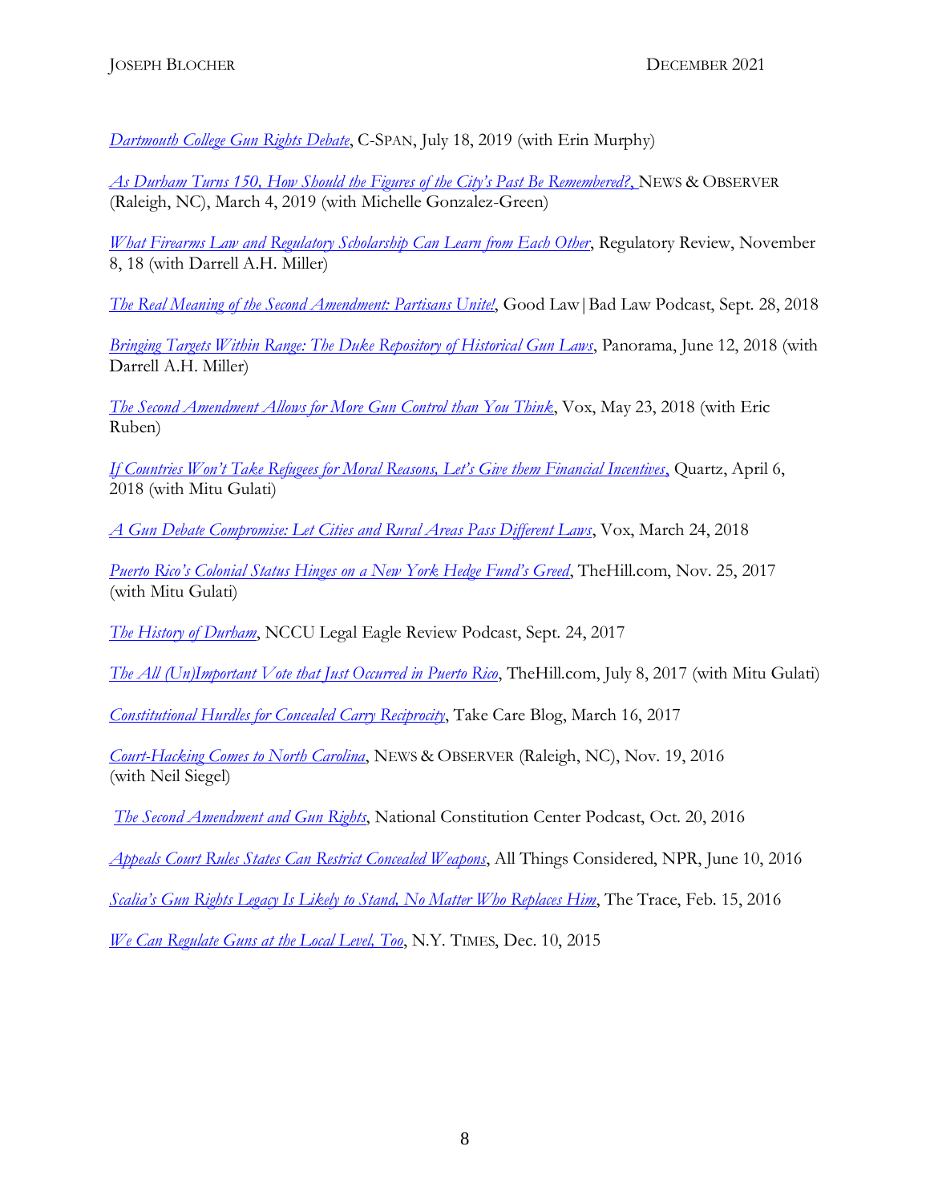*Dartmouth College Gun Rights Debate*, C-SPAN, July 18, 2019 (with Erin Murphy)

*As Durham Turns 150, How Should the Figures of the City's Past Be Remembered?*, NEWS & OBSERVER (Raleigh, NC), March 4, 2019 (with Michelle Gonzalez-Green)

*What Firearms Law and Regulatory Scholarship Can Learn from Each Other*, Regulatory Review, November 8, 18 (with Darrell A.H. Miller)

*The Real Meaning of the Second Amendment: Partisans Unite!*, Good Law|Bad Law Podcast, Sept. 28, 2018

*Bringing Targets Within Range: The Duke Repository of Historical Gun Laws*, Panorama, June 12, 2018 (with Darrell A.H. Miller)

*The Second Amendment Allows for More Gun Control than You Think*, Vox, May 23, 2018 (with Eric Ruben)

*If Countries Won't Take Refugees for Moral Reasons, Let's Give them Financial Incentives*, Quartz, April 6, 2018 (with Mitu Gulati)

*A Gun Debate Compromise: Let Cities and Rural Areas Pass Different Laws*, Vox, March 24, 2018

*Puerto Rico's Colonial Status Hinges on a New York Hedge Fund's Greed*, TheHill.com, Nov. 25, 2017 (with Mitu Gulati)

*The History of Durham*, NCCU Legal Eagle Review Podcast, Sept. 24, 2017

*The All (Un)Important Vote that Just Occurred in Puerto Rico*, TheHill.com, July 8, 2017 (with Mitu Gulati)

*Constitutional Hurdles for Concealed Carry Reciprocity*, Take Care Blog, March 16, 2017

*Court-Hacking Comes to North Carolina*, NEWS & OBSERVER (Raleigh, NC), Nov. 19, 2016 (with Neil Siegel)

*The Second Amendment and Gun Rights*, National Constitution Center Podcast, Oct. 20, 2016

*Appeals Court Rules States Can Restrict Concealed Weapons*, All Things Considered, NPR, June 10, 2016

*Scalia's Gun Rights Legacy Is Likely to Stand, No Matter Who Replaces Him*, The Trace, Feb. 15, 2016

*We Can Regulate Guns at the Local Level, Too*, N.Y. TIMES, Dec. 10, 2015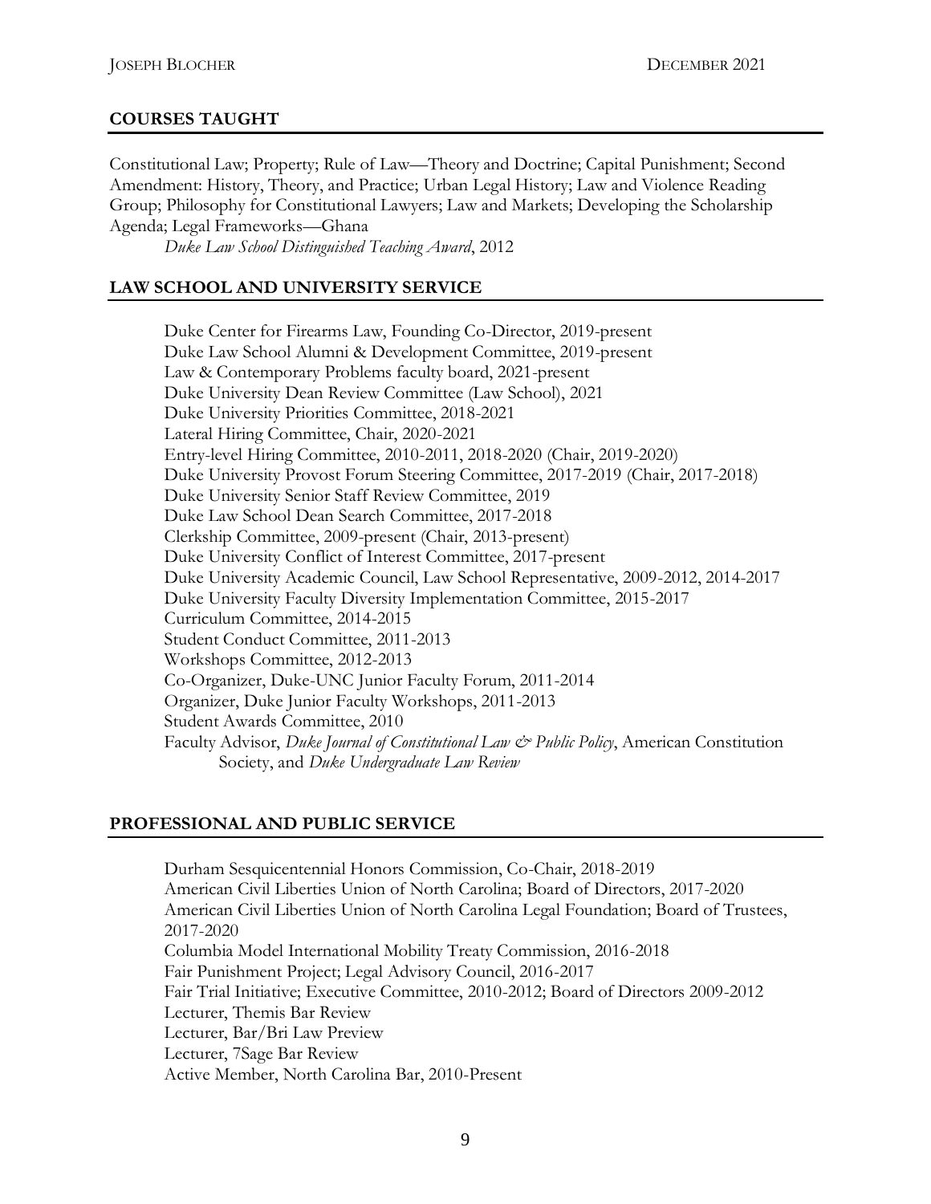## COURSES TAUGHT

Constitutional Law; Property; Rule of Law—Theory and Doctrine; Capital Punishment; Second Amendment: History, Theory, and Practice; Urban Legal History; Law and Violence Reading Group; Philosophy for Constitutional Lawyers; Law and Markets; Developing the Scholarship Agenda; Legal Frameworks—Ghana

*Duke Law School Distinguished Teaching Award*, 2012

## LAW SCHOOL AND UNIVERSITY SERVICE

Duke Center for Firearms Law, Founding Co-Director, 2019-present
Duke Law School Alumni & Development Committee, 2019-present
Law & Contemporary Problems faculty board, 2021-present
Duke University Dean Review Committee (Law School), 2021
Duke University Priorities Committee, 2018-2021
Lateral Hiring Committee, Chair, 2020-2021
Entry-level Hiring Committee, 2010-2011, 2018-2020 (Chair, 2019-2020)
Duke University Provost Forum Steering Committee, 2017-2019 (Chair, 2017-2018)
Duke University Senior Staff Review Committee, 2019
Duke Law School Dean Search Committee, 2017-2018
Clerkship Committee, 2009-present (Chair, 2013-present)
Duke University Conflict of Interest Committee, 2017-present
Duke University Academic Council, Law School Representative, 2009-2012, 2014-2017
Duke University Faculty Diversity Implementation Committee, 2015-2017
Curriculum Committee, 2014-2015
Student Conduct Committee, 2011-2013
Workshops Committee, 2012-2013
Co-Organizer, Duke-UNC Junior Faculty Forum, 2011-2014
Organizer, Duke Junior Faculty Workshops, 2011-2013
Student Awards Committee, 2010
Faculty Advisor, *Duke Journal of Constitutional Law & Public Policy*, American Constitution Society, and *Duke Undergraduate Law Review*

## PROFESSIONAL AND PUBLIC SERVICE

Durham Sesquicentennial Honors Commission, Co-Chair, 2018-2019
American Civil Liberties Union of North Carolina; Board of Directors, 2017-2020
American Civil Liberties Union of North Carolina Legal Foundation; Board of Trustees, 2017-2020
Columbia Model International Mobility Treaty Commission, 2016-2018
Fair Punishment Project; Legal Advisory Council, 2016-2017
Fair Trial Initiative; Executive Committee, 2010-2012; Board of Directors 2009-2012
Lecturer, Themis Bar Review
Lecturer, Bar/Bri Law Preview
Lecturer, 7Sage Bar Review
Active Member, North Carolina Bar, 2010-Present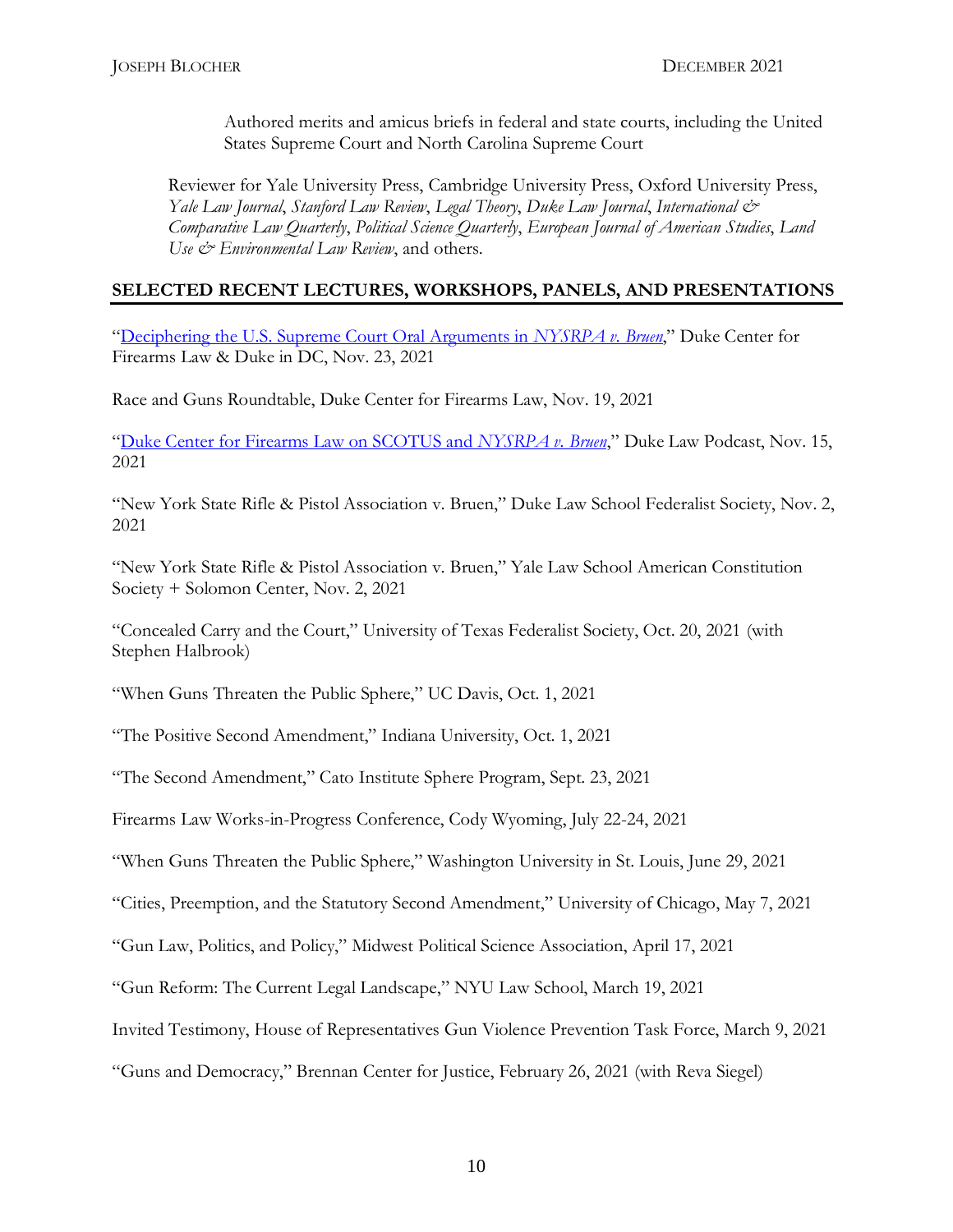Authored merits and amicus briefs in federal and state courts, including the United States Supreme Court and North Carolina Supreme Court

Reviewer for Yale University Press, Cambridge University Press, Oxford University Press, *Yale Law Journal*, *Stanford Law Review*, *Legal Theory*, *Duke Law Journal*, *International & Comparative Law Quarterly*, *Political Science Quarterly*, *European Journal of American Studies*, *Land Use & Environmental Law Review*, and others.

## SELECTED RECENT LECTURES, WORKSHOPS, PANELS, AND PRESENTATIONS

"Deciphering the U.S. Supreme Court Oral Arguments in *NYSRPA v. Bruen*," Duke Center for Firearms Law & Duke in DC, Nov. 23, 2021

Race and Guns Roundtable, Duke Center for Firearms Law, Nov. 19, 2021

"Duke Center for Firearms Law on SCOTUS and *NYSRPA v. Bruen*," Duke Law Podcast, Nov. 15, 2021

"New York State Rifle & Pistol Association v. Bruen," Duke Law School Federalist Society, Nov. 2, 2021

"New York State Rifle & Pistol Association v. Bruen," Yale Law School American Constitution Society + Solomon Center, Nov. 2, 2021

"Concealed Carry and the Court," University of Texas Federalist Society, Oct. 20, 2021 (with Stephen Halbrook)

"When Guns Threaten the Public Sphere," UC Davis, Oct. 1, 2021

"The Positive Second Amendment," Indiana University, Oct. 1, 2021

"The Second Amendment," Cato Institute Sphere Program, Sept. 23, 2021

Firearms Law Works-in-Progress Conference, Cody Wyoming, July 22-24, 2021

"When Guns Threaten the Public Sphere," Washington University in St. Louis, June 29, 2021

"Cities, Preemption, and the Statutory Second Amendment," University of Chicago, May 7, 2021

"Gun Law, Politics, and Policy," Midwest Political Science Association, April 17, 2021

"Gun Reform: The Current Legal Landscape," NYU Law School, March 19, 2021

Invited Testimony, House of Representatives Gun Violence Prevention Task Force, March 9, 2021

"Guns and Democracy," Brennan Center for Justice, February 26, 2021 (with Reva Siegel)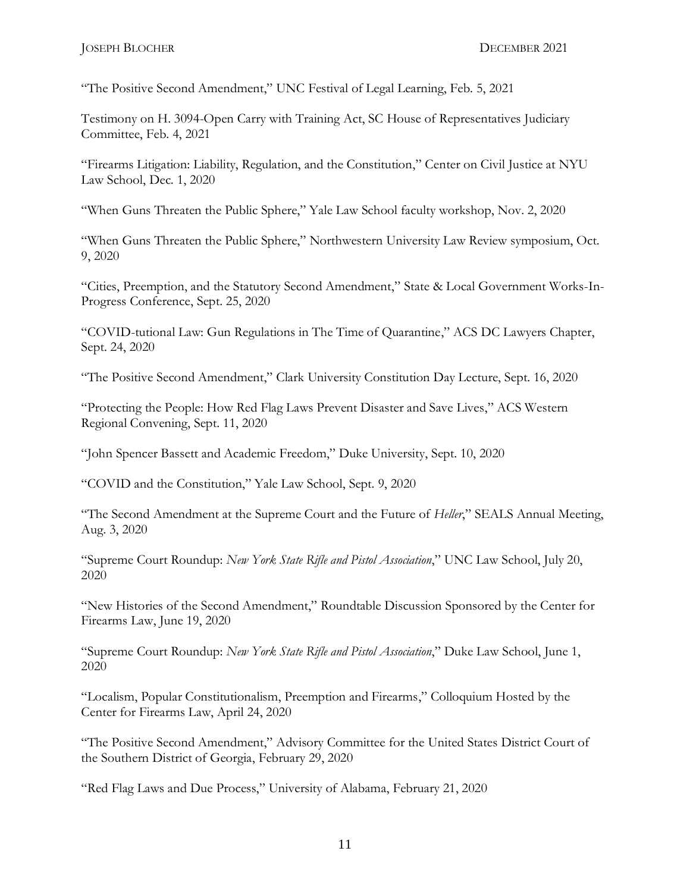"The Positive Second Amendment," UNC Festival of Legal Learning, Feb. 5, 2021

Testimony on H. 3094-Open Carry with Training Act, SC House of Representatives Judiciary Committee, Feb. 4, 2021

"Firearms Litigation: Liability, Regulation, and the Constitution," Center on Civil Justice at NYU Law School, Dec. 1, 2020

"When Guns Threaten the Public Sphere," Yale Law School faculty workshop, Nov. 2, 2020

"When Guns Threaten the Public Sphere," Northwestern University Law Review symposium, Oct. 9, 2020

"Cities, Preemption, and the Statutory Second Amendment," State & Local Government Works-In-Progress Conference, Sept. 25, 2020

"COVID-tutional Law: Gun Regulations in The Time of Quarantine," ACS DC Lawyers Chapter, Sept. 24, 2020

"The Positive Second Amendment," Clark University Constitution Day Lecture, Sept. 16, 2020

"Protecting the People: How Red Flag Laws Prevent Disaster and Save Lives," ACS Western Regional Convening, Sept. 11, 2020

"John Spencer Bassett and Academic Freedom," Duke University, Sept. 10, 2020

"COVID and the Constitution," Yale Law School, Sept. 9, 2020

"The Second Amendment at the Supreme Court and the Future of *Heller*," SEALS Annual Meeting, Aug. 3, 2020

"Supreme Court Roundup: *New York State Rifle and Pistol Association*," UNC Law School, July 20, 2020

"New Histories of the Second Amendment," Roundtable Discussion Sponsored by the Center for Firearms Law, June 19, 2020

"Supreme Court Roundup: *New York State Rifle and Pistol Association*," Duke Law School, June 1, 2020

"Localism, Popular Constitutionalism, Preemption and Firearms," Colloquium Hosted by the Center for Firearms Law, April 24, 2020

"The Positive Second Amendment," Advisory Committee for the United States District Court of the Southern District of Georgia, February 29, 2020

"Red Flag Laws and Due Process," University of Alabama, February 21, 2020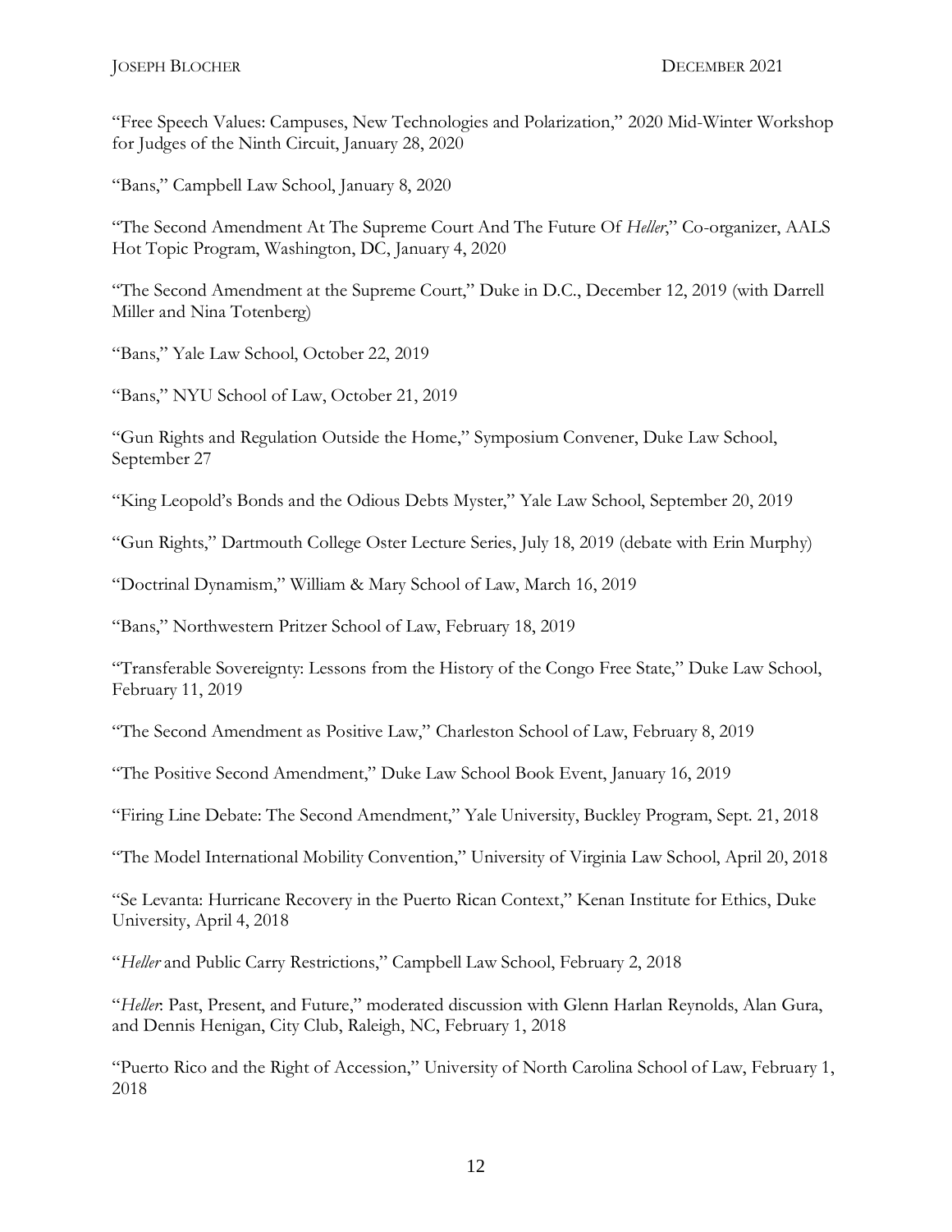"Free Speech Values: Campuses, New Technologies and Polarization," 2020 Mid-Winter Workshop for Judges of the Ninth Circuit, January 28, 2020

"Bans," Campbell Law School, January 8, 2020

"The Second Amendment At The Supreme Court And The Future Of *Heller*," Co-organizer, AALS Hot Topic Program, Washington, DC, January 4, 2020

"The Second Amendment at the Supreme Court," Duke in D.C., December 12, 2019 (with Darrell Miller and Nina Totenberg)

"Bans," Yale Law School, October 22, 2019

"Bans," NYU School of Law, October 21, 2019

"Gun Rights and Regulation Outside the Home," Symposium Convener, Duke Law School, September 27

"King Leopold's Bonds and the Odious Debts Myster," Yale Law School, September 20, 2019

"Gun Rights," Dartmouth College Oster Lecture Series, July 18, 2019 (debate with Erin Murphy)

"Doctrinal Dynamism," William & Mary School of Law, March 16, 2019

"Bans," Northwestern Pritzer School of Law, February 18, 2019

"Transferable Sovereignty: Lessons from the History of the Congo Free State," Duke Law School, February 11, 2019

"The Second Amendment as Positive Law," Charleston School of Law, February 8, 2019

"The Positive Second Amendment," Duke Law School Book Event, January 16, 2019

"Firing Line Debate: The Second Amendment," Yale University, Buckley Program, Sept. 21, 2018

"The Model International Mobility Convention," University of Virginia Law School, April 20, 2018

"Se Levanta: Hurricane Recovery in the Puerto Rican Context," Kenan Institute for Ethics, Duke University, April 4, 2018

"*Heller* and Public Carry Restrictions," Campbell Law School, February 2, 2018

"*Heller*: Past, Present, and Future," moderated discussion with Glenn Harlan Reynolds, Alan Gura, and Dennis Henigan, City Club, Raleigh, NC, February 1, 2018

"Puerto Rico and the Right of Accession," University of North Carolina School of Law, February 1, 2018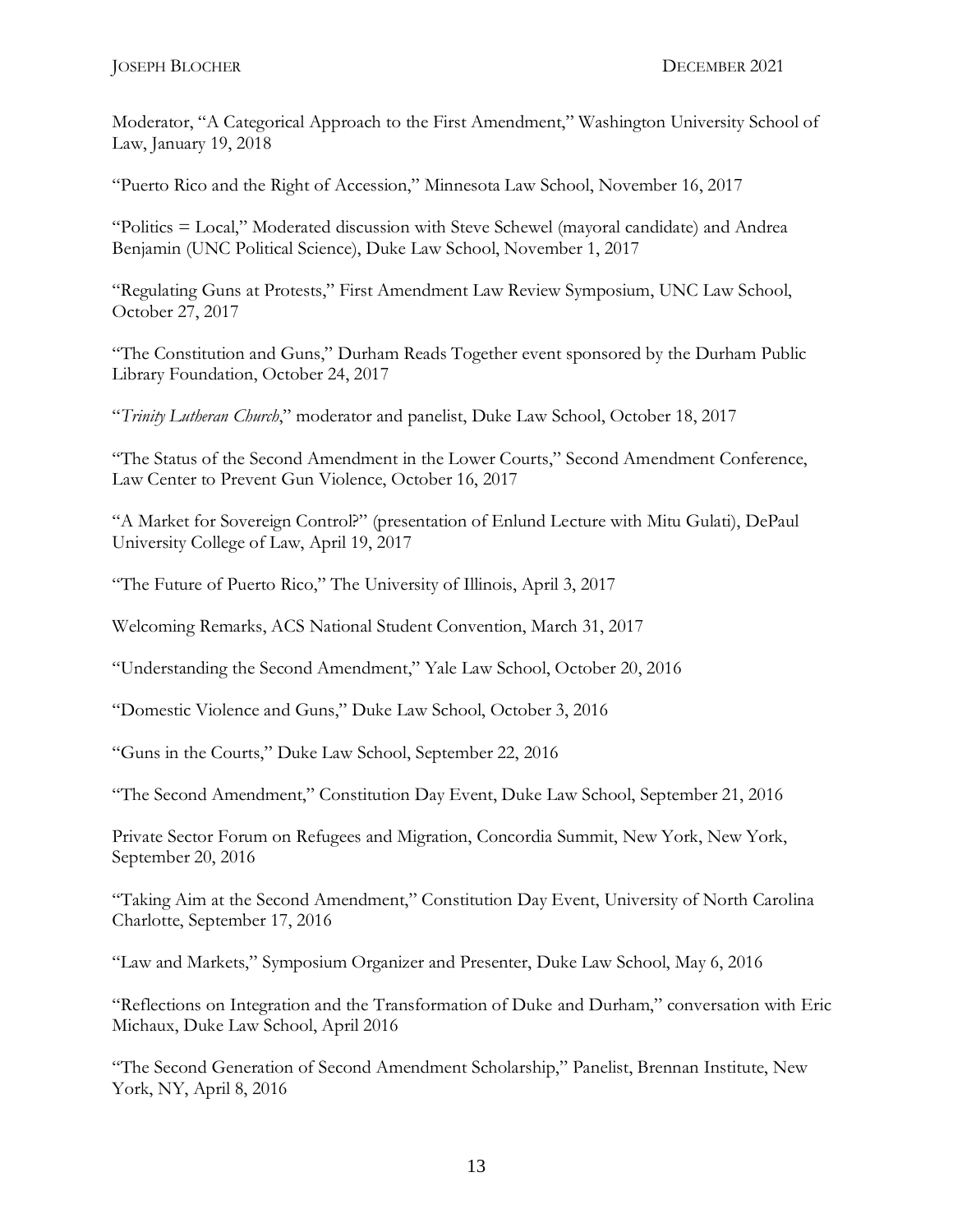Moderator, "A Categorical Approach to the First Amendment," Washington University School of Law, January 19, 2018

"Puerto Rico and the Right of Accession," Minnesota Law School, November 16, 2017

"Politics = Local," Moderated discussion with Steve Schewel (mayoral candidate) and Andrea Benjamin (UNC Political Science), Duke Law School, November 1, 2017

"Regulating Guns at Protests," First Amendment Law Review Symposium, UNC Law School, October 27, 2017

"The Constitution and Guns," Durham Reads Together event sponsored by the Durham Public Library Foundation, October 24, 2017

"*Trinity Lutheran Church*," moderator and panelist, Duke Law School, October 18, 2017

"The Status of the Second Amendment in the Lower Courts," Second Amendment Conference, Law Center to Prevent Gun Violence, October 16, 2017

"A Market for Sovereign Control?" (presentation of Enlund Lecture with Mitu Gulati), DePaul University College of Law, April 19, 2017

"The Future of Puerto Rico," The University of Illinois, April 3, 2017

Welcoming Remarks, ACS National Student Convention, March 31, 2017

"Understanding the Second Amendment," Yale Law School, October 20, 2016

"Domestic Violence and Guns," Duke Law School, October 3, 2016

"Guns in the Courts," Duke Law School, September 22, 2016

"The Second Amendment," Constitution Day Event, Duke Law School, September 21, 2016

Private Sector Forum on Refugees and Migration, Concordia Summit, New York, New York, September 20, 2016

"Taking Aim at the Second Amendment," Constitution Day Event, University of North Carolina Charlotte, September 17, 2016

"Law and Markets," Symposium Organizer and Presenter, Duke Law School, May 6, 2016

"Reflections on Integration and the Transformation of Duke and Durham," conversation with Eric Michaux, Duke Law School, April 2016

"The Second Generation of Second Amendment Scholarship," Panelist, Brennan Institute, New York, NY, April 8, 2016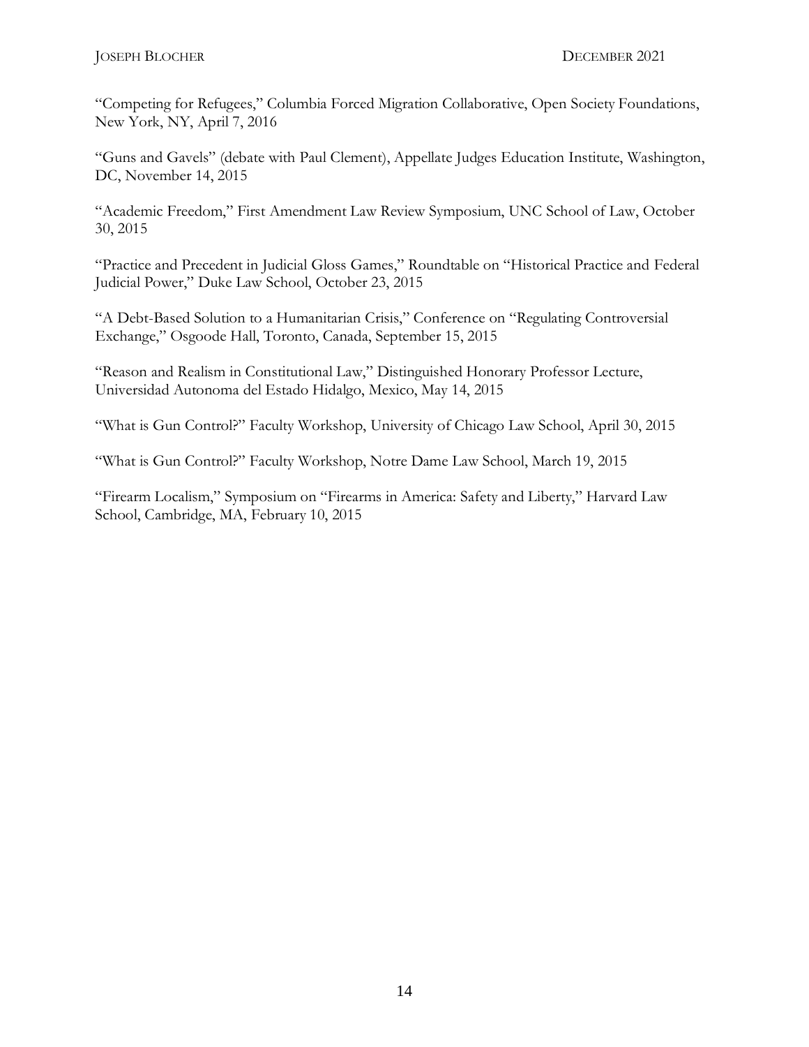"Competing for Refugees," Columbia Forced Migration Collaborative, Open Society Foundations, New York, NY, April 7, 2016

"Guns and Gavels" (debate with Paul Clement), Appellate Judges Education Institute, Washington, DC, November 14, 2015

"Academic Freedom," First Amendment Law Review Symposium, UNC School of Law, October 30, 2015

"Practice and Precedent in Judicial Gloss Games," Roundtable on "Historical Practice and Federal Judicial Power," Duke Law School, October 23, 2015

"A Debt-Based Solution to a Humanitarian Crisis," Conference on "Regulating Controversial Exchange," Osgoode Hall, Toronto, Canada, September 15, 2015

"Reason and Realism in Constitutional Law," Distinguished Honorary Professor Lecture, Universidad Autonoma del Estado Hidalgo, Mexico, May 14, 2015

"What is Gun Control?" Faculty Workshop, University of Chicago Law School, April 30, 2015

"What is Gun Control?" Faculty Workshop, Notre Dame Law School, March 19, 2015

"Firearm Localism," Symposium on "Firearms in America: Safety and Liberty," Harvard Law School, Cambridge, MA, February 10, 2015